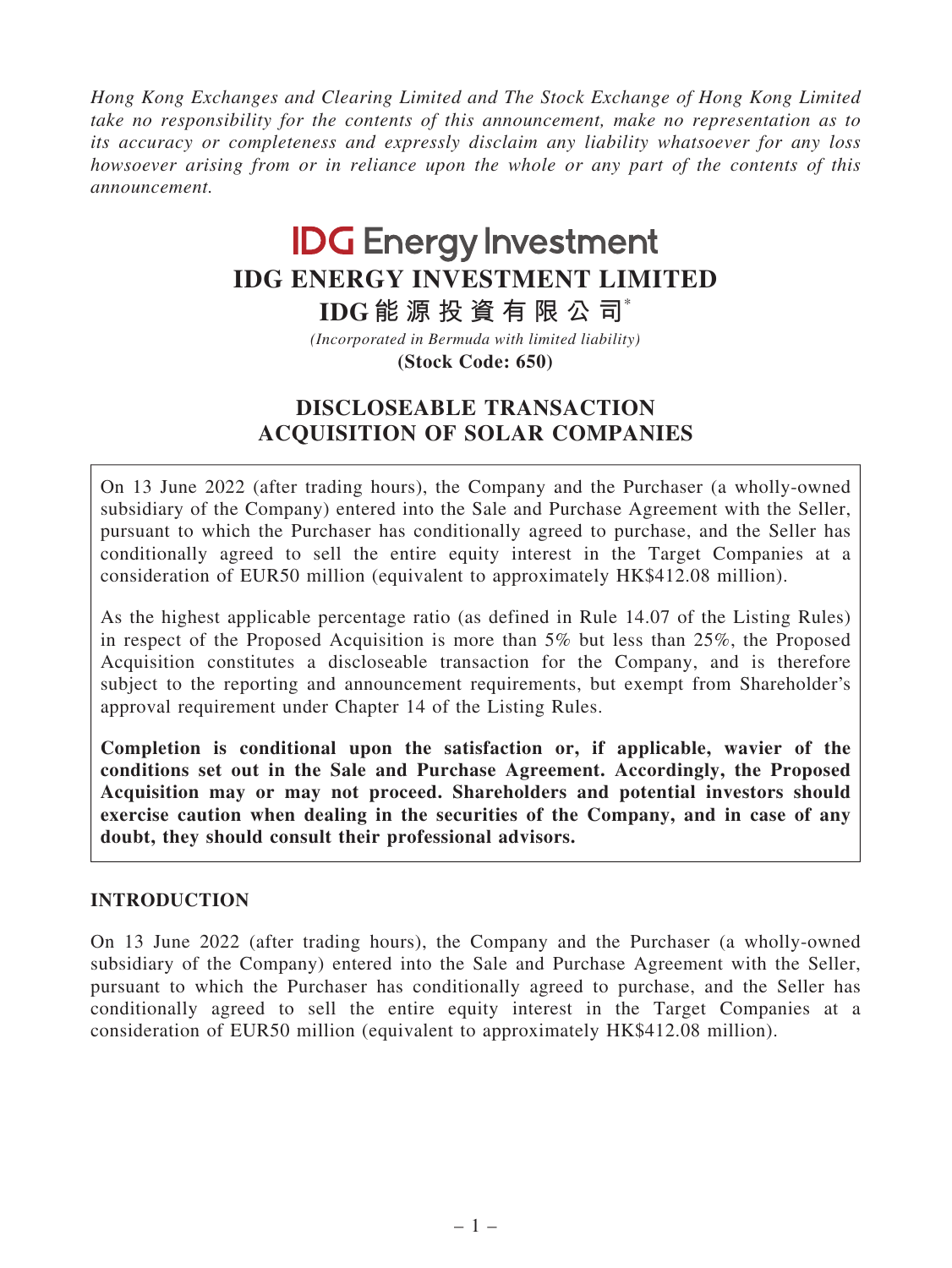*Hong Kong Exchanges and Clearing Limited and The Stock Exchange of Hong Kong Limited take no responsibility for the contents of this announcement, make no representation as to its accuracy or completeness and expressly disclaim any liability whatsoever for any loss howsoever arising from or in reliance upon the whole or any part of the contents of this announcement.*

**IDG Energy Investment**

# IDG ENERGY INVESTMENT LIMITED

# IDG能源投資有限公司*

*(Incorporated in Bermuda with limited liability)*

**(Stock Code: 650)**

# DISCLOSEABLE TRANSACTION ACQUISITION OF SOLAR COMPANIES

On 13 June 2022 (after trading hours), the Company and the Purchaser (a wholly-owned subsidiary of the Company) entered into the Sale and Purchase Agreement with the Seller, pursuant to which the Purchaser has conditionally agreed to purchase, and the Seller has conditionally agreed to sell the entire equity interest in the Target Companies at a consideration of EUR50 million (equivalent to approximately HK$412.08 million).

As the highest applicable percentage ratio (as defined in Rule 14.07 of the Listing Rules) in respect of the Proposed Acquisition is more than 5% but less than 25%, the Proposed Acquisition constitutes a discloseable transaction for the Company, and is therefore subject to the reporting and announcement requirements, but exempt from Shareholder's approval requirement under Chapter 14 of the Listing Rules.

**Completion is conditional upon the satisfaction or, if applicable, wavier of the conditions set out in the Sale and Purchase Agreement. Accordingly, the Proposed Acquisition may or may not proceed. Shareholders and potential investors should exercise caution when dealing in the securities of the Company, and in case of any doubt, they should consult their professional advisors.**

## INTRODUCTION

On 13 June 2022 (after trading hours), the Company and the Purchaser (a wholly-owned subsidiary of the Company) entered into the Sale and Purchase Agreement with the Seller, pursuant to which the Purchaser has conditionally agreed to purchase, and the Seller has conditionally agreed to sell the entire equity interest in the Target Companies at a consideration of EUR50 million (equivalent to approximately HK$412.08 million).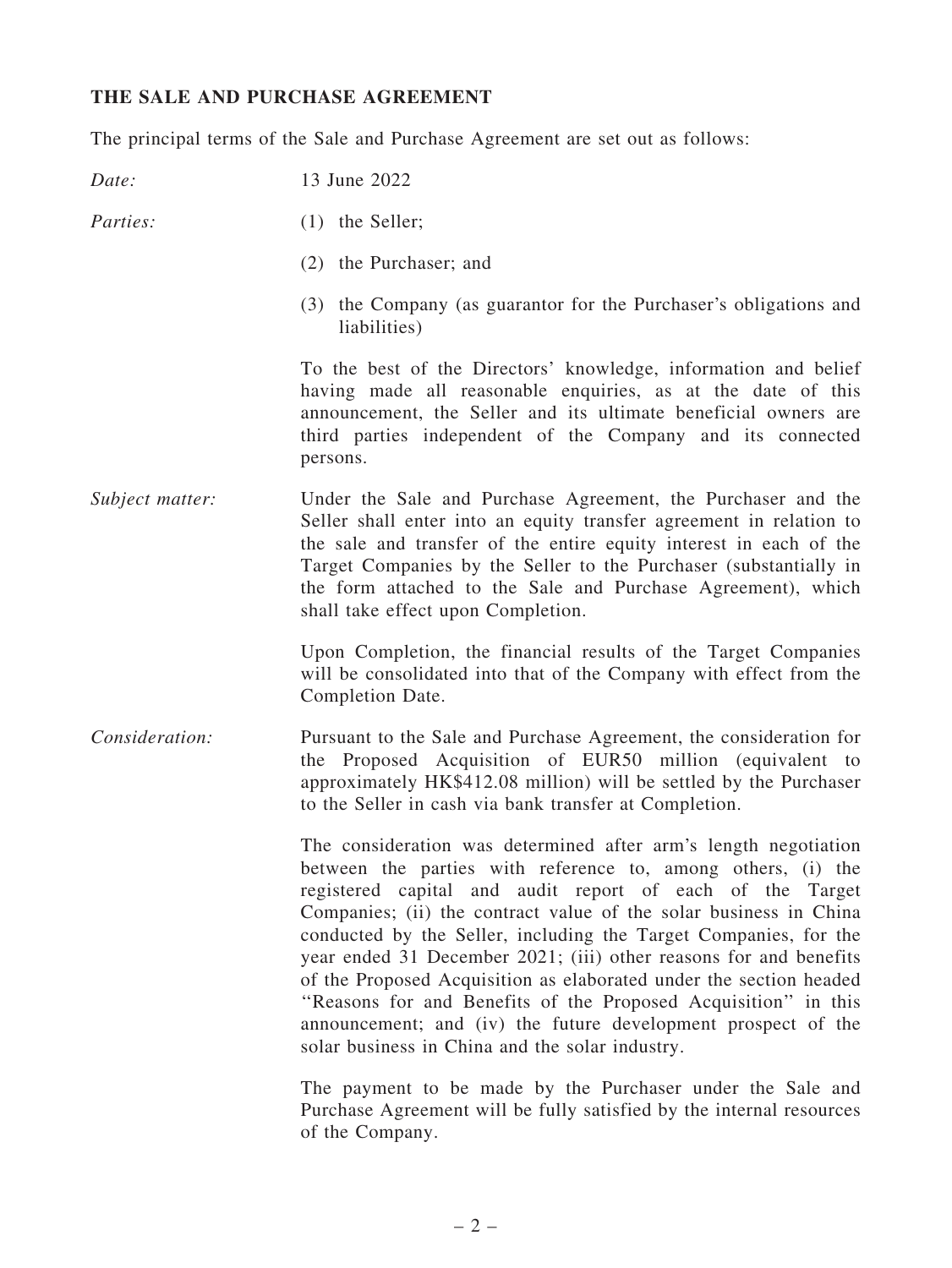## THE SALE AND PURCHASE AGREEMENT

The principal terms of the Sale and Purchase Agreement are set out as follows:

*Date:* 13 June 2022

*Parties:*

(1) the Seller;

(2) the Purchaser; and

(3) the Company (as guarantor for the Purchaser's obligations and liabilities)

To the best of the Directors' knowledge, information and belief having made all reasonable enquiries, as at the date of this announcement, the Seller and its ultimate beneficial owners are third parties independent of the Company and its connected persons.

*Subject matter:*

Under the Sale and Purchase Agreement, the Purchaser and the Seller shall enter into an equity transfer agreement in relation to the sale and transfer of the entire equity interest in each of the Target Companies by the Seller to the Purchaser (substantially in the form attached to the Sale and Purchase Agreement), which shall take effect upon Completion.

Upon Completion, the financial results of the Target Companies will be consolidated into that of the Company with effect from the Completion Date.

*Consideration:*

Pursuant to the Sale and Purchase Agreement, the consideration for the Proposed Acquisition of EUR50 million (equivalent to approximately HK$412.08 million) will be settled by the Purchaser to the Seller in cash via bank transfer at Completion.

The consideration was determined after arm's length negotiation between the parties with reference to, among others, (i) the registered capital and audit report of each of the Target Companies; (ii) the contract value of the solar business in China conducted by the Seller, including the Target Companies, for the year ended 31 December 2021; (iii) other reasons for and benefits of the Proposed Acquisition as elaborated under the section headed "Reasons for and Benefits of the Proposed Acquisition" in this announcement; and (iv) the future development prospect of the solar business in China and the solar industry.

The payment to be made by the Purchaser under the Sale and Purchase Agreement will be fully satisfied by the internal resources of the Company.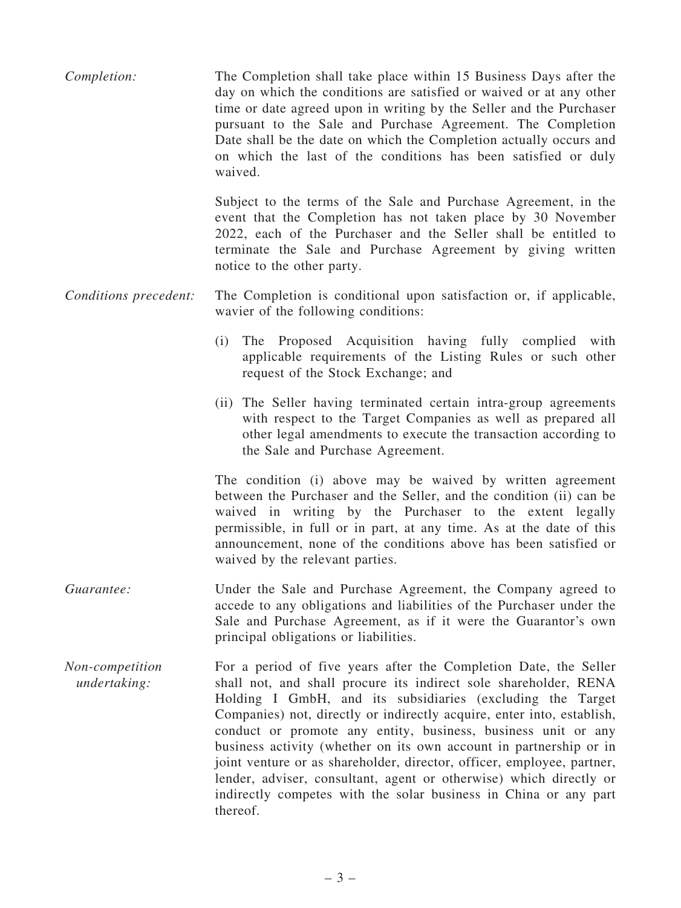*Completion:* The Completion shall take place within 15 Business Days after the day on which the conditions are satisfied or waived or at any other time or date agreed upon in writing by the Seller and the Purchaser pursuant to the Sale and Purchase Agreement. The Completion Date shall be the date on which the Completion actually occurs and on which the last of the conditions has been satisfied or duly waived.

Subject to the terms of the Sale and Purchase Agreement, in the event that the Completion has not taken place by 30 November 2022, each of the Purchaser and the Seller shall be entitled to terminate the Sale and Purchase Agreement by giving written notice to the other party.

*Conditions precedent:* The Completion is conditional upon satisfaction or, if applicable, wavier of the following conditions:

(i) The Proposed Acquisition having fully complied with applicable requirements of the Listing Rules or such other request of the Stock Exchange; and

(ii) The Seller having terminated certain intra-group agreements with respect to the Target Companies as well as prepared all other legal amendments to execute the transaction according to the Sale and Purchase Agreement.

The condition (i) above may be waived by written agreement between the Purchaser and the Seller, and the condition (ii) can be waived in writing by the Purchaser to the extent legally permissible, in full or in part, at any time. As at the date of this announcement, none of the conditions above has been satisfied or waived by the relevant parties.

*Guarantee:* Under the Sale and Purchase Agreement, the Company agreed to accede to any obligations and liabilities of the Purchaser under the Sale and Purchase Agreement, as if it were the Guarantor's own principal obligations or liabilities.

*Non-competition undertaking:* For a period of five years after the Completion Date, the Seller shall not, and shall procure its indirect sole shareholder, RENA Holding I GmbH, and its subsidiaries (excluding the Target Companies) not, directly or indirectly acquire, enter into, establish, conduct or promote any entity, business, business unit or any business activity (whether on its own account in partnership or in joint venture or as shareholder, director, officer, employee, partner, lender, adviser, consultant, agent or otherwise) which directly or indirectly competes with the solar business in China or any part thereof.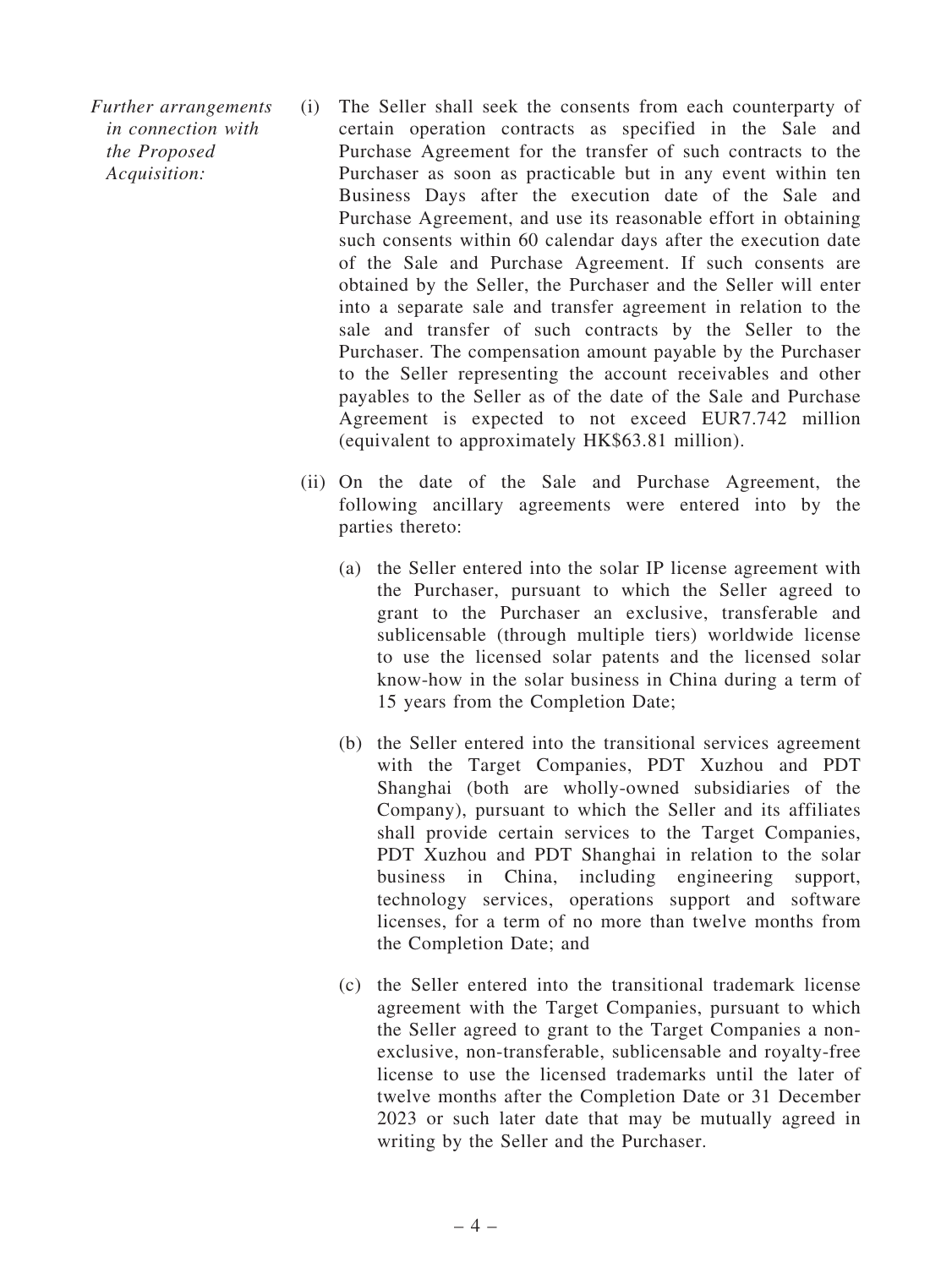*Further arrangements in connection with the Proposed Acquisition:*

(i) The Seller shall seek the consents from each counterparty of certain operation contracts as specified in the Sale and Purchase Agreement for the transfer of such contracts to the Purchaser as soon as practicable but in any event within ten Business Days after the execution date of the Sale and Purchase Agreement, and use its reasonable effort in obtaining such consents within 60 calendar days after the execution date of the Sale and Purchase Agreement. If such consents are obtained by the Seller, the Purchaser and the Seller will enter into a separate sale and transfer agreement in relation to the sale and transfer of such contracts by the Seller to the Purchaser. The compensation amount payable by the Purchaser to the Seller representing the account receivables and other payables to the Seller as of the date of the Sale and Purchase Agreement is expected to not exceed EUR7.742 million (equivalent to approximately HK$63.81 million).

(ii) On the date of the Sale and Purchase Agreement, the following ancillary agreements were entered into by the parties thereto:

(a) the Seller entered into the solar IP license agreement with the Purchaser, pursuant to which the Seller agreed to grant to the Purchaser an exclusive, transferable and sublicensable (through multiple tiers) worldwide license to use the licensed solar patents and the licensed solar know-how in the solar business in China during a term of 15 years from the Completion Date;

(b) the Seller entered into the transitional services agreement with the Target Companies, PDT Xuzhou and PDT Shanghai (both are wholly-owned subsidiaries of the Company), pursuant to which the Seller and its affiliates shall provide certain services to the Target Companies, PDT Xuzhou and PDT Shanghai in relation to the solar business in China, including engineering support, technology services, operations support and software licenses, for a term of no more than twelve months from the Completion Date; and

(c) the Seller entered into the transitional trademark license agreement with the Target Companies, pursuant to which the Seller agreed to grant to the Target Companies a non-exclusive, non-transferable, sublicensable and royalty-free license to use the licensed trademarks until the later of twelve months after the Completion Date or 31 December 2023 or such later date that may be mutually agreed in writing by the Seller and the Purchaser.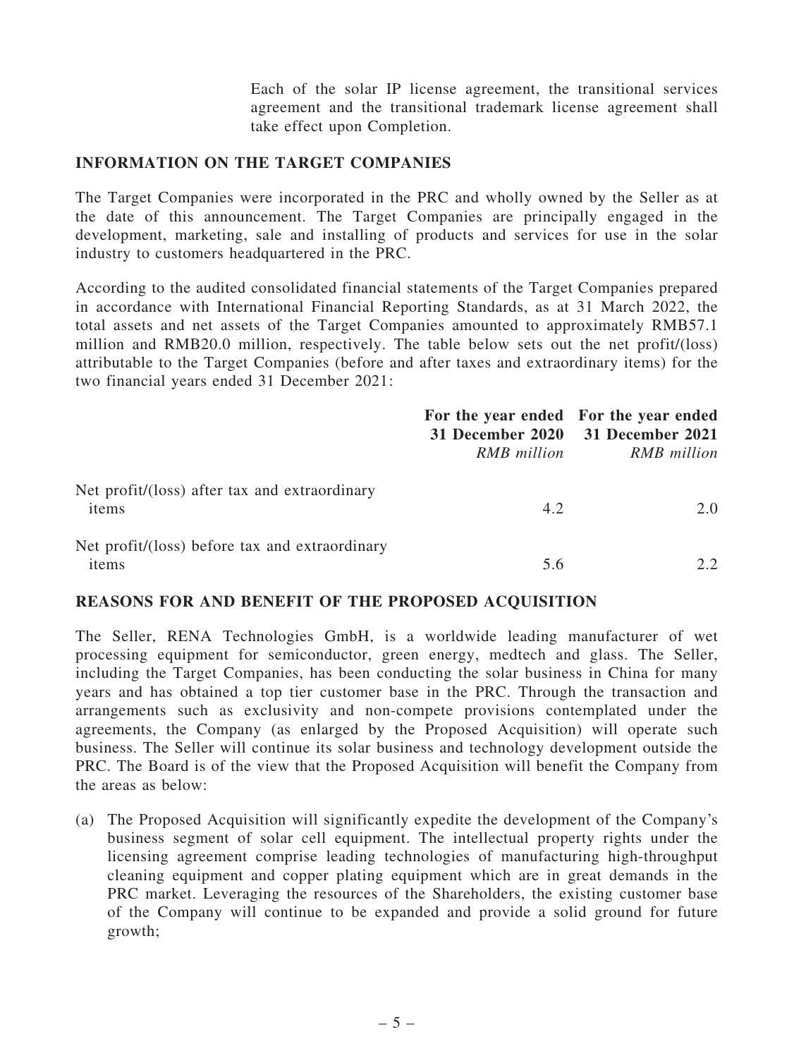Each of the solar IP license agreement, the transitional services agreement and the transitional trademark license agreement shall take effect upon Completion.

## INFORMATION ON THE TARGET COMPANIES

The Target Companies were incorporated in the PRC and wholly owned by the Seller as at the date of this announcement. The Target Companies are principally engaged in the development, marketing, sale and installing of products and services for use in the solar industry to customers headquartered in the PRC.

According to the audited consolidated financial statements of the Target Companies prepared in accordance with International Financial Reporting Standards, as at 31 March 2022, the total assets and net assets of the Target Companies amounted to approximately RMB57.1 million and RMB20.0 million, respectively. The table below sets out the net profit/(loss) attributable to the Target Companies (before and after taxes and extraordinary items) for the two financial years ended 31 December 2021:

| | **For the year ended 31 December 2020** *RMB million* | **For the year ended 31 December 2021** *RMB million* |
|---|---|---|
| Net profit/(loss) after tax and extraordinary items | 4.2 | 2.0 |
| Net profit/(loss) before tax and extraordinary items | 5.6 | 2.2 |

## REASONS FOR AND BENEFIT OF THE PROPOSED ACQUISITION

The Seller, RENA Technologies GmbH, is a worldwide leading manufacturer of wet processing equipment for semiconductor, green energy, medtech and glass. The Seller, including the Target Companies, has been conducting the solar business in China for many years and has obtained a top tier customer base in the PRC. Through the transaction and arrangements such as exclusivity and non-compete provisions contemplated under the agreements, the Company (as enlarged by the Proposed Acquisition) will operate such business. The Seller will continue its solar business and technology development outside the PRC. The Board is of the view that the Proposed Acquisition will benefit the Company from the areas as below:

(a) The Proposed Acquisition will significantly expedite the development of the Company's business segment of solar cell equipment. The intellectual property rights under the licensing agreement comprise leading technologies of manufacturing high-throughput cleaning equipment and copper plating equipment which are in great demands in the PRC market. Leveraging the resources of the Shareholders, the existing customer base of the Company will continue to be expanded and provide a solid ground for future growth;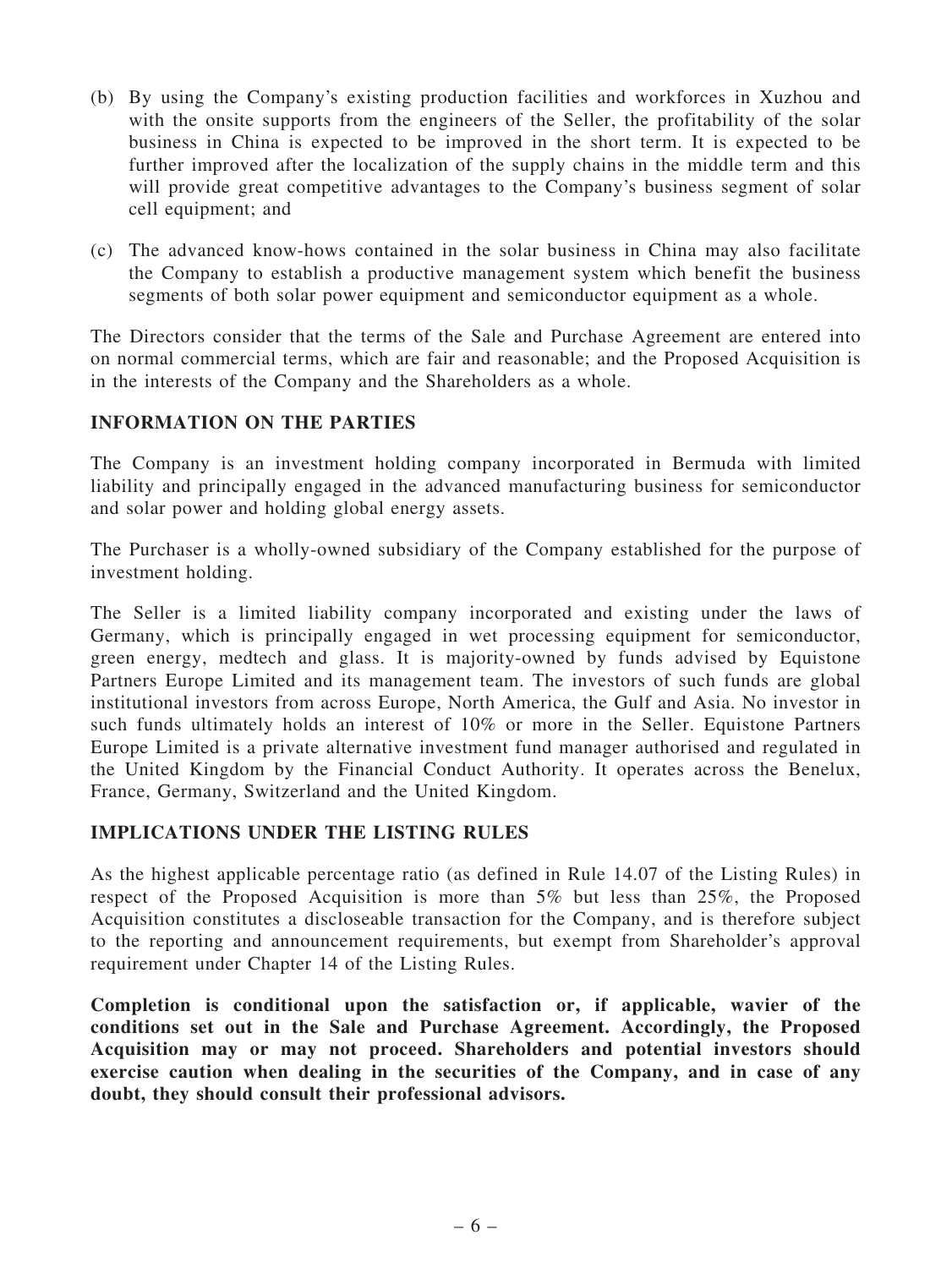(b) By using the Company's existing production facilities and workforces in Xuzhou and with the onsite supports from the engineers of the Seller, the profitability of the solar business in China is expected to be improved in the short term. It is expected to be further improved after the localization of the supply chains in the middle term and this will provide great competitive advantages to the Company's business segment of solar cell equipment; and

(c) The advanced know-hows contained in the solar business in China may also facilitate the Company to establish a productive management system which benefit the business segments of both solar power equipment and semiconductor equipment as a whole.

The Directors consider that the terms of the Sale and Purchase Agreement are entered into on normal commercial terms, which are fair and reasonable; and the Proposed Acquisition is in the interests of the Company and the Shareholders as a whole.

## INFORMATION ON THE PARTIES

The Company is an investment holding company incorporated in Bermuda with limited liability and principally engaged in the advanced manufacturing business for semiconductor and solar power and holding global energy assets.

The Purchaser is a wholly-owned subsidiary of the Company established for the purpose of investment holding.

The Seller is a limited liability company incorporated and existing under the laws of Germany, which is principally engaged in wet processing equipment for semiconductor, green energy, medtech and glass. It is majority-owned by funds advised by Equistone Partners Europe Limited and its management team. The investors of such funds are global institutional investors from across Europe, North America, the Gulf and Asia. No investor in such funds ultimately holds an interest of 10% or more in the Seller. Equistone Partners Europe Limited is a private alternative investment fund manager authorised and regulated in the United Kingdom by the Financial Conduct Authority. It operates across the Benelux, France, Germany, Switzerland and the United Kingdom.

## IMPLICATIONS UNDER THE LISTING RULES

As the highest applicable percentage ratio (as defined in Rule 14.07 of the Listing Rules) in respect of the Proposed Acquisition is more than 5% but less than 25%, the Proposed Acquisition constitutes a discloseable transaction for the Company, and is therefore subject to the reporting and announcement requirements, but exempt from Shareholder's approval requirement under Chapter 14 of the Listing Rules.

**Completion is conditional upon the satisfaction or, if applicable, wavier of the conditions set out in the Sale and Purchase Agreement. Accordingly, the Proposed Acquisition may or may not proceed. Shareholders and potential investors should exercise caution when dealing in the securities of the Company, and in case of any doubt, they should consult their professional advisors.**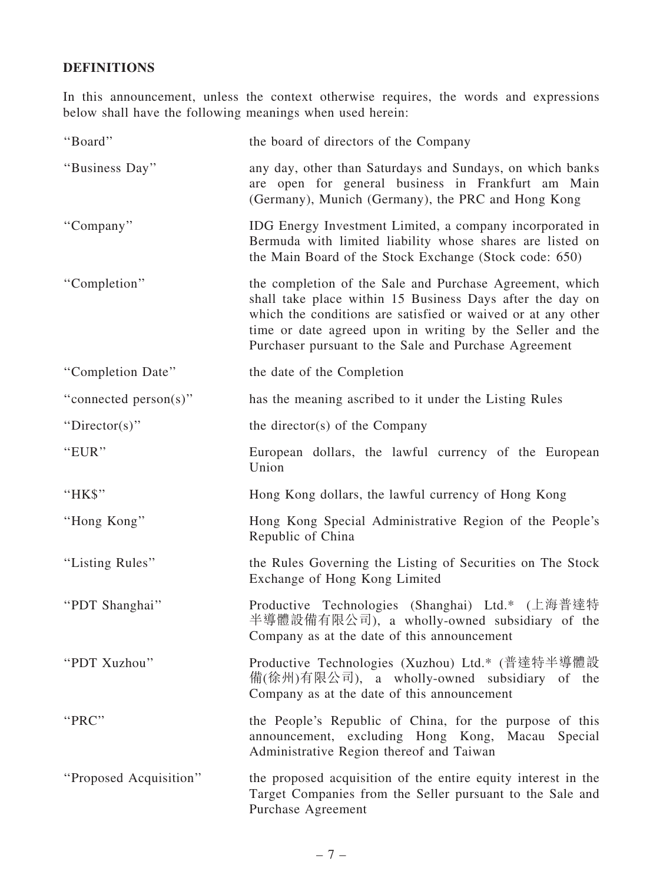## DEFINITIONS

In this announcement, unless the context otherwise requires, the words and expressions below shall have the following meanings when used herein:

| | |
|---|---|
| "Board" | the board of directors of the Company |
| "Business Day" | any day, other than Saturdays and Sundays, on which banks are open for general business in Frankfurt am Main (Germany), Munich (Germany), the PRC and Hong Kong |
| "Company" | IDG Energy Investment Limited, a company incorporated in Bermuda with limited liability whose shares are listed on the Main Board of the Stock Exchange (Stock code: 650) |
| "Completion" | the completion of the Sale and Purchase Agreement, which shall take place within 15 Business Days after the day on which the conditions are satisfied or waived or at any other time or date agreed upon in writing by the Seller and the Purchaser pursuant to the Sale and Purchase Agreement |
| "Completion Date" | the date of the Completion |
| "connected person(s)" | has the meaning ascribed to it under the Listing Rules |
| "Director(s)" | the director(s) of the Company |
| "EUR" | European dollars, the lawful currency of the European Union |
| "HK$" | Hong Kong dollars, the lawful currency of Hong Kong |
| "Hong Kong" | Hong Kong Special Administrative Region of the People's Republic of China |
| "Listing Rules" | the Rules Governing the Listing of Securities on The Stock Exchange of Hong Kong Limited |
| "PDT Shanghai" | Productive Technologies (Shanghai) Ltd.* (上海普達特半導體設備有限公司), a wholly-owned subsidiary of the Company as at the date of this announcement |
| "PDT Xuzhou" | Productive Technologies (Xuzhou) Ltd.* (普達特半導體設備(徐州)有限公司), a wholly-owned subsidiary of the Company as at the date of this announcement |
| "PRC" | the People's Republic of China, for the purpose of this announcement, excluding Hong Kong, Macau Special Administrative Region thereof and Taiwan |
| "Proposed Acquisition" | the proposed acquisition of the entire equity interest in the Target Companies from the Seller pursuant to the Sale and Purchase Agreement |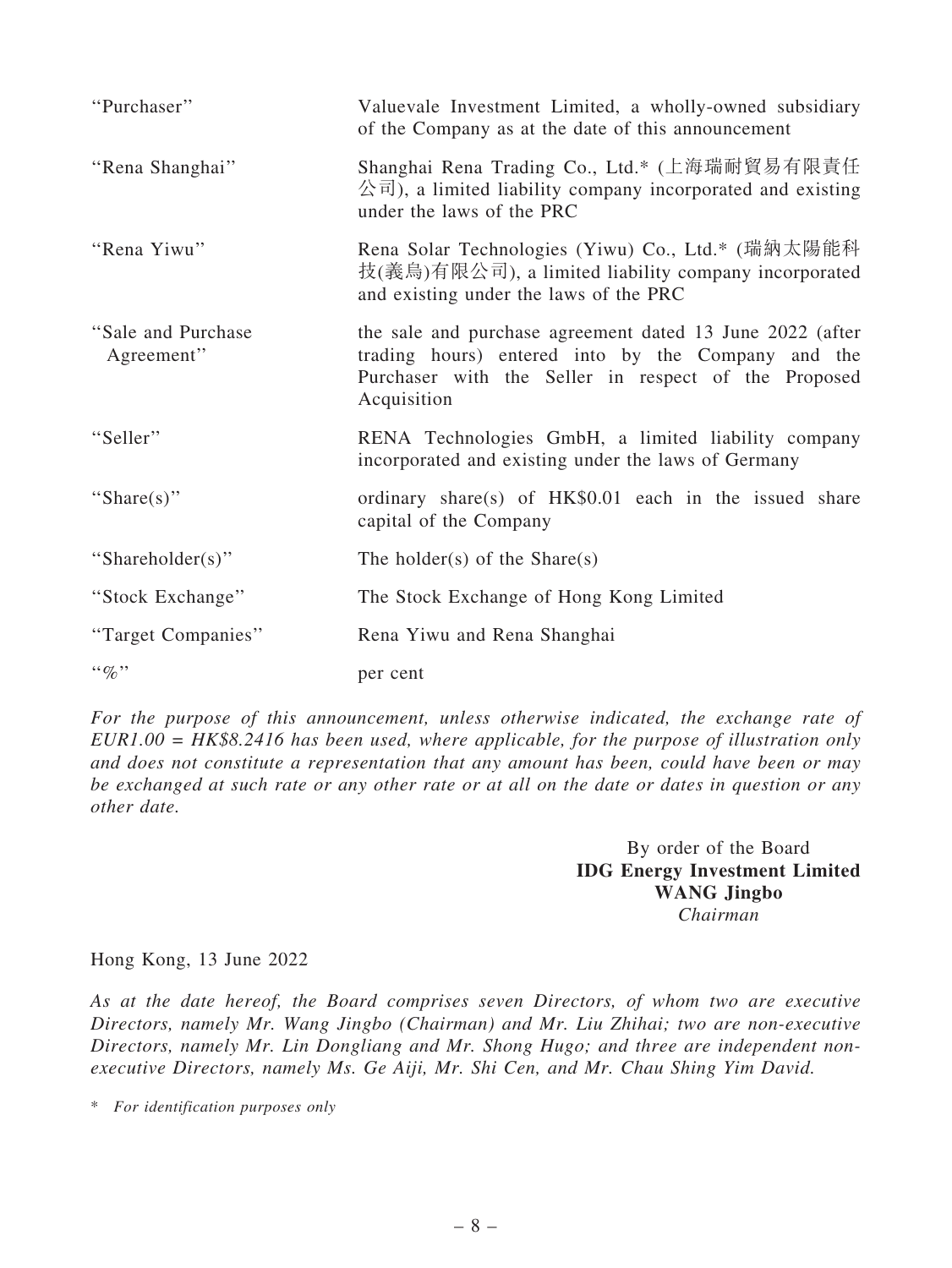| | |
|---|---|
| "Purchaser" | Valuevale Investment Limited, a wholly-owned subsidiary of the Company as at the date of this announcement |
| "Rena Shanghai" | Shanghai Rena Trading Co., Ltd.* (上海瑞耐貿易有限責任公司), a limited liability company incorporated and existing under the laws of the PRC |
| "Rena Yiwu" | Rena Solar Technologies (Yiwu) Co., Ltd.* (瑞納太陽能科技(義烏)有限公司), a limited liability company incorporated and existing under the laws of the PRC |
| "Sale and Purchase Agreement" | the sale and purchase agreement dated 13 June 2022 (after trading hours) entered into by the Company and the Purchaser with the Seller in respect of the Proposed Acquisition |
| "Seller" | RENA Technologies GmbH, a limited liability company incorporated and existing under the laws of Germany |
| "Share(s)" | ordinary share(s) of HK$0.01 each in the issued share capital of the Company |
| "Shareholder(s)" | The holder(s) of the Share(s) |
| "Stock Exchange" | The Stock Exchange of Hong Kong Limited |
| "Target Companies" | Rena Yiwu and Rena Shanghai |
| "%" | per cent |

*For the purpose of this announcement, unless otherwise indicated, the exchange rate of EUR1.00 = HK$8.2416 has been used, where applicable, for the purpose of illustration only and does not constitute a representation that any amount has been, could have been or may be exchanged at such rate or any other rate or at all on the date or dates in question or any other date.*

By order of the Board
**IDG Energy Investment Limited**
**WANG Jingbo**
*Chairman*

Hong Kong, 13 June 2022

*As at the date hereof, the Board comprises seven Directors, of whom two are executive Directors, namely Mr. Wang Jingbo (Chairman) and Mr. Liu Zhihai; two are non-executive Directors, namely Mr. Lin Dongliang and Mr. Shong Hugo; and three are independent non-executive Directors, namely Ms. Ge Aiji, Mr. Shi Cen, and Mr. Chau Shing Yim David.*

\* *For identification purposes only*